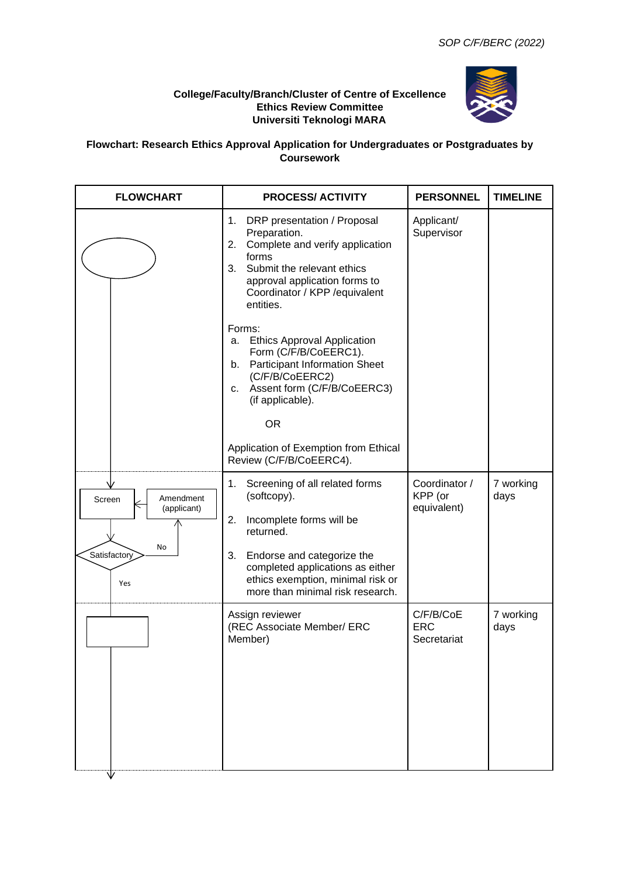# College/Faculty/Branch/Cluster of Centre of Excellence
# Ethics Review Committee
# Universiti Teknologi MARA

## Flowchart: Research Ethics Approval Application for Undergraduates or Postgraduates by Coursework

| FLOWCHART | PROCESS/ ACTIVITY | PERSONNEL | TIMELINE |
|---|---|---|---|
| | 1. DRP presentation / Proposal Preparation.<br>2. Complete and verify application forms<br>3. Submit the relevant ethics approval application forms to Coordinator / KPP /equivalent entities.<br><br>Forms:<br>a. Ethics Approval Application Form (C/F/B/CoEERC1).<br>b. Participant Information Sheet (C/F/B/CoEERC2)<br>c. Assent form (C/F/B/CoEERC3) (if applicable).<br><br>OR<br><br>Application of Exemption from Ethical Review (C/F/B/CoEERC4). | Applicant/ Supervisor | |
| Screen ← Amendment (applicant)<br>Satisfactory — No → Amendment (applicant)<br>Yes ↓ | 1. Screening of all related forms (softcopy).<br>2. Incomplete forms will be returned.<br>3. Endorse and categorize the completed applications as either ethics exemption, minimal risk or more than minimal risk research. | Coordinator / KPP (or equivalent) | 7 working days |
| | Assign reviewer (REC Associate Member/ ERC Member) | C/F/B/CoE ERC Secretariat | 7 working days |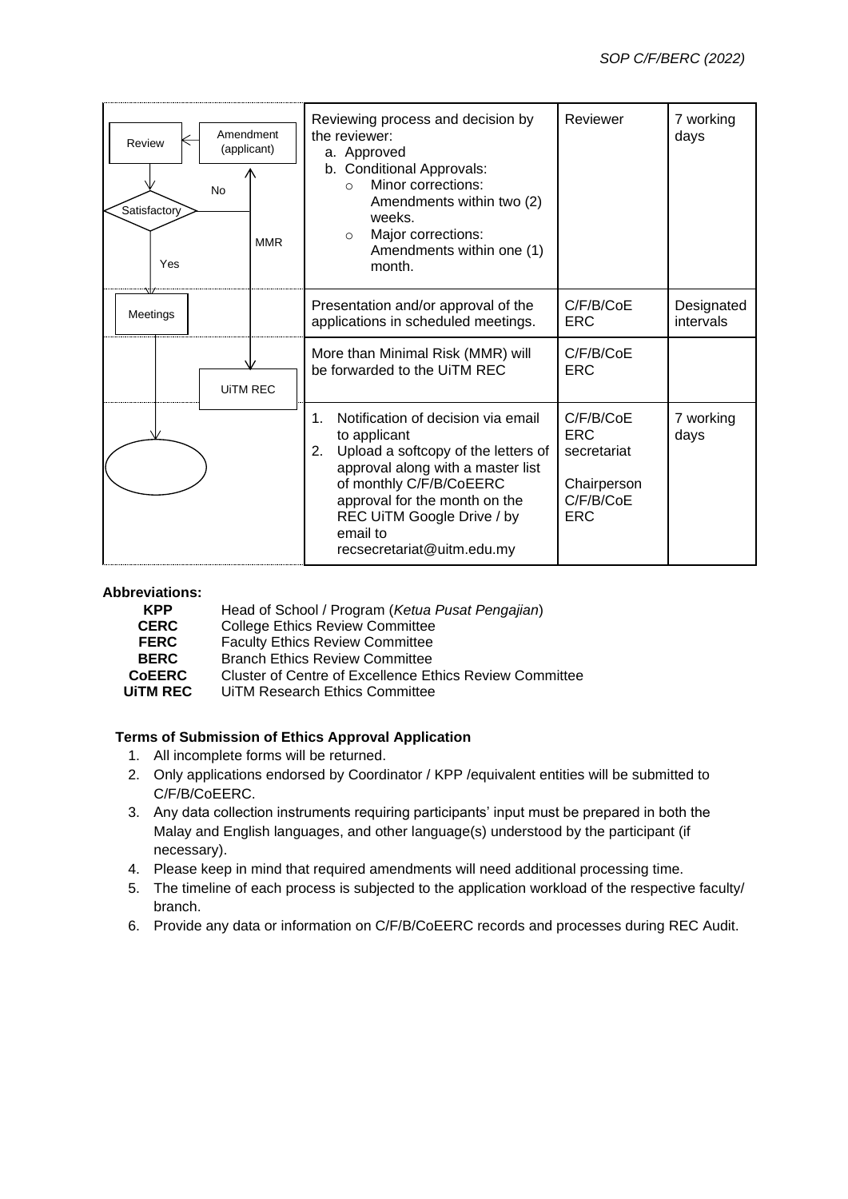| | | | |
|---|---|---|---|
| Review / Amendment (applicant) / Satisfactory / No / Yes / MMR | Reviewing process and decision by the reviewer:<br>a. Approved<br>b. Conditional Approvals:<br>○ Minor corrections: Amendments within two (2) weeks.<br>○ Major corrections: Amendments within one (1) month. | Reviewer | 7 working days |
| Meetings | Presentation and/or approval of the applications in scheduled meetings. | C/F/B/CoE ERC | Designated intervals |
| UiTM REC | More than Minimal Risk (MMR) will be forwarded to the UiTM REC | C/F/B/CoE ERC | |
| | 1. Notification of decision via email to applicant<br>2. Upload a softcopy of the letters of approval along with a master list of monthly C/F/B/CoEERC approval for the month on the REC UiTM Google Drive / by email to recsecretariat@uitm.edu.my | C/F/B/CoE ERC secretariat<br><br>Chairperson C/F/B/CoE ERC | 7 working days |

**Abbreviations:**

| | |
|---|---|
| **KPP** | Head of School / Program (*Ketua Pusat Pengajian*) |
| **CERC** | College Ethics Review Committee |
| **FERC** | Faculty Ethics Review Committee |
| **BERC** | Branch Ethics Review Committee |
| **CoEERC** | Cluster of Centre of Excellence Ethics Review Committee |
| **UiTM REC** | UiTM Research Ethics Committee |

**Terms of Submission of Ethics Approval Application**

1. All incomplete forms will be returned.
2. Only applications endorsed by Coordinator / KPP /equivalent entities will be submitted to C/F/B/CoEERC.
3. Any data collection instruments requiring participants' input must be prepared in both the Malay and English languages, and other language(s) understood by the participant (if necessary).
4. Please keep in mind that required amendments will need additional processing time.
5. The timeline of each process is subjected to the application workload of the respective faculty/ branch.
6. Provide any data or information on C/F/B/CoEERC records and processes during REC Audit.